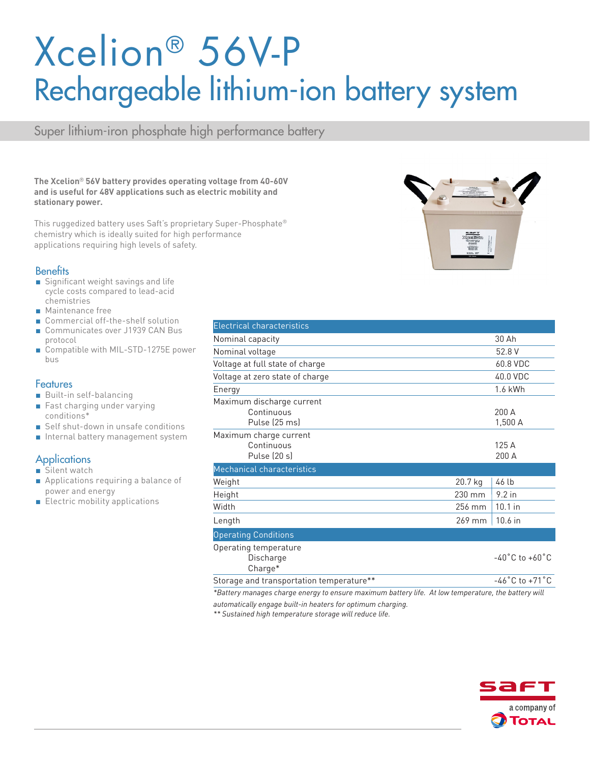# Xcelion® 56V-P

## Rechargeable lithium-ion battery system

Super lithium-iron phosphate high performance battery

**The Xcelion® 56V battery provides operating voltage from 40-60V and is useful for 48V applications such as electric mobility and stationary power.**

This ruggedized battery uses Saft's proprietary Super-Phosphate® chemistry which is ideally suited for high performance applications requiring high levels of safety.

### Benefits

- Significant weight savings and life cycle costs compared to lead-acid chemistries
- Maintenance free
- Commercial off-the-shelf solution
- Communicates over J1939 CAN Bus protocol
- Compatible with MIL-STD-1275E power bus

### Features

- Built-in self-balancing
- Fast charging under varying conditions*
- Self shut-down in unsafe conditions
- Internal battery management system

### Applications

- Silent watch
- Applications requiring a balance of power and energy
- Electric mobility applications

| Electrical characteristics | | |
|---|---|---|
| Nominal capacity | 30 Ah | |
| Nominal voltage | 52.8 V | |
| Voltage at full state of charge | 60.8 VDC | |
| Voltage at zero state of charge | 40.0 VDC | |
| Energy | 1.6 kWh | |
| Maximum discharge current | | |
| Continuous | 200 A | |
| Pulse (25 ms) | 1,500 A | |
| Maximum charge current | | |
| Continuous | 125 A | |
| Pulse (20 s) | 200 A | |
| **Mechanical characteristics** | | |
| Weight | 20.7 kg | 46 lb |
| Height | 230 mm | 9.2 in |
| Width | 256 mm | 10.1 in |
| Length | 269 mm | 10.6 in |
| **Operating Conditions** | | |
| Operating temperature | | |
| Discharge | -40˚C to +60˚C | |
| Charge* | | |
| Storage and transportation temperature** | -46˚C to +71˚C | |

*\*Battery manages charge energy to ensure maximum battery life. At low temperature, the battery will automatically engage built-in heaters for optimum charging.*

*\*\* Sustained high temperature storage will reduce life.*

saft
a company of TOTAL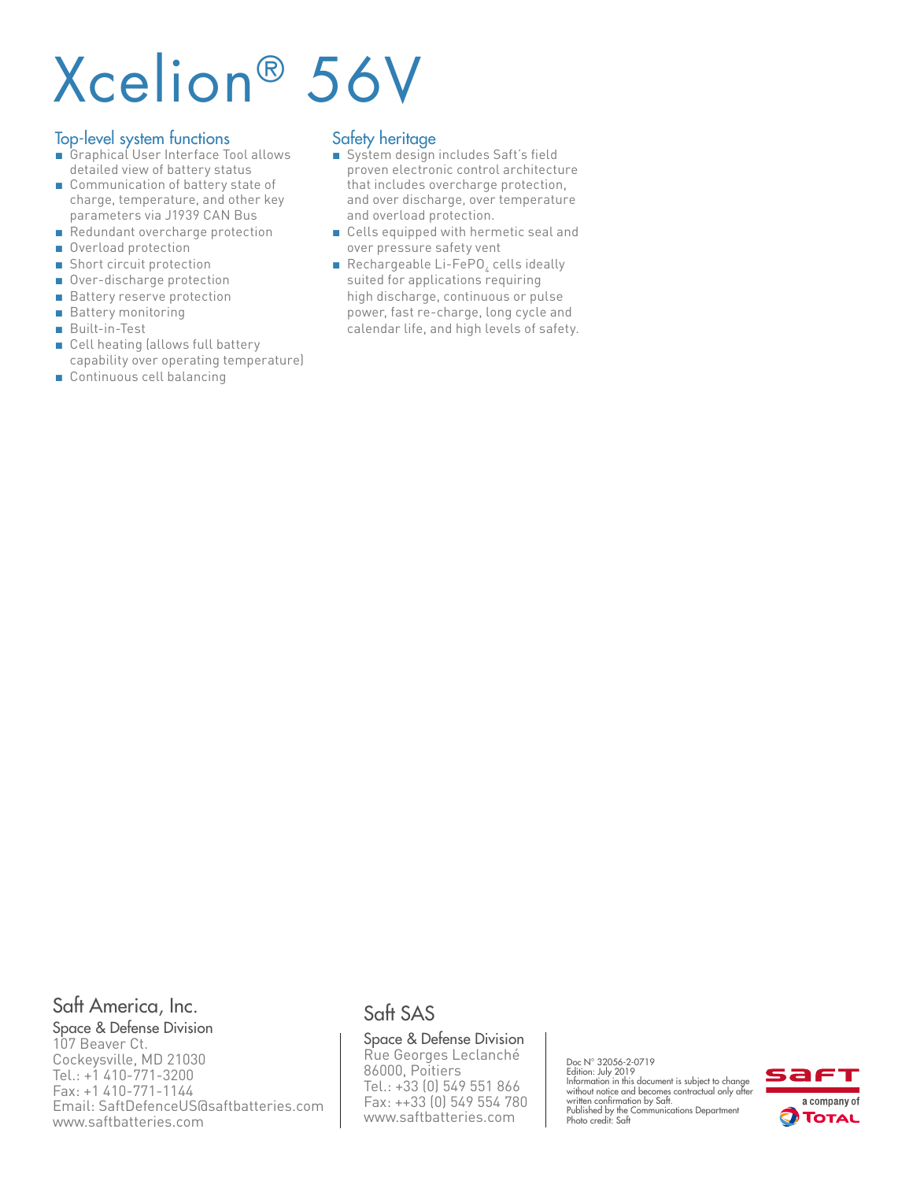# Xcelion® 56V

## Top-level system functions

- Graphical User Interface Tool allows detailed view of battery status
- Communication of battery state of charge, temperature, and other key parameters via J1939 CAN Bus
- Redundant overcharge protection
- Overload protection
- Short circuit protection
- Over-discharge protection
- Battery reserve protection
- Battery monitoring
- Built-in-Test
- Cell heating (allows full battery capability over operating temperature)
- Continuous cell balancing

## Safety heritage

- System design includes Saft's field proven electronic control architecture that includes overcharge protection, and over discharge, over temperature and overload protection.
- Cells equipped with hermetic seal and over pressure safety vent
- Rechargeable Li-$FePO_4$ cells ideally suited for applications requiring high discharge, continuous or pulse power, fast re-charge, long cycle and calendar life, and high levels of safety.

### Saft America, Inc.

Space & Defense Division
107 Beaver Ct.
Cockeysville, MD 21030
Tel.: +1 410-771-3200
Fax: +1 410-771-1144
Email: SaftDefenceUS@saftbatteries.com
www.saftbatteries.com

### Saft SAS

Space & Defense Division
Rue Georges Leclanché
86000, Poitiers
Tel.: +33 (0) 549 551 866
Fax: ++33 (0) 549 554 780
www.saftbatteries.com

Doc N° 32056-2-0719
Edition: July 2019
Information in this document is subject to change without notice and becomes contractual only after written confirmation by Saft.
Published by the Communications Department
Photo credit: Saft

saft
a company of TOTAL